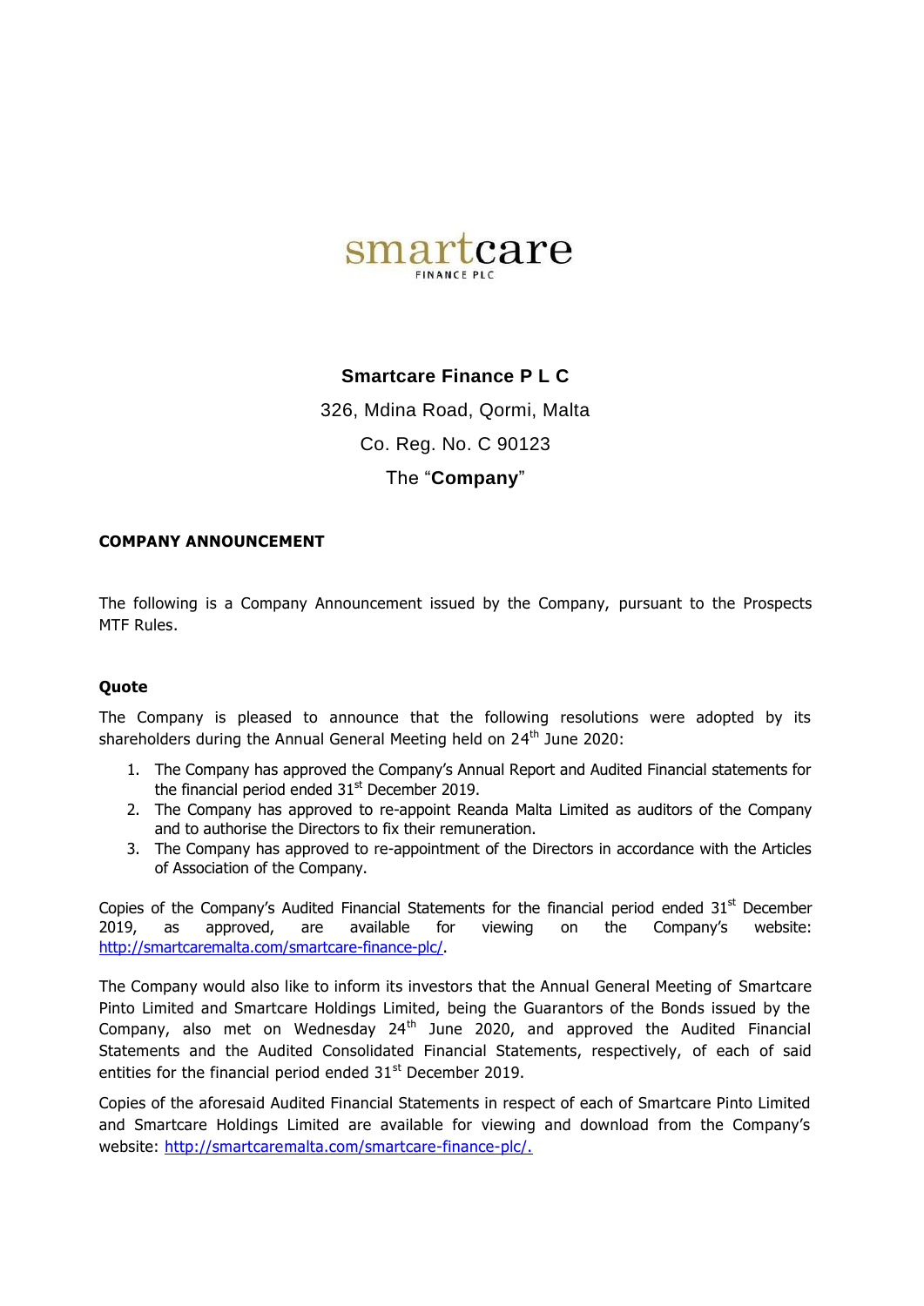smartcare
FINANCE PLC

**Smartcare Finance P L C**

326, Mdina Road, Qormi, Malta

Co. Reg. No. C 90123

The "**Company**"

**COMPANY ANNOUNCEMENT**

The following is a Company Announcement issued by the Company, pursuant to the Prospects MTF Rules.

**Quote**

The Company is pleased to announce that the following resolutions were adopted by its shareholders during the Annual General Meeting held on 24th June 2020:

1. The Company has approved the Company's Annual Report and Audited Financial statements for the financial period ended 31st December 2019.
2. The Company has approved to re-appoint Reanda Malta Limited as auditors of the Company and to authorise the Directors to fix their remuneration.
3. The Company has approved to re-appointment of the Directors in accordance with the Articles of Association of the Company.

Copies of the Company's Audited Financial Statements for the financial period ended 31st December 2019, as approved, are available for viewing on the Company's website: http://smartcaremalta.com/smartcare-finance-plc/.

The Company would also like to inform its investors that the Annual General Meeting of Smartcare Pinto Limited and Smartcare Holdings Limited, being the Guarantors of the Bonds issued by the Company, also met on Wednesday 24th June 2020, and approved the Audited Financial Statements and the Audited Consolidated Financial Statements, respectively, of each of said entities for the financial period ended 31st December 2019.

Copies of the aforesaid Audited Financial Statements in respect of each of Smartcare Pinto Limited and Smartcare Holdings Limited are available for viewing and download from the Company's website: http://smartcaremalta.com/smartcare-finance-plc/.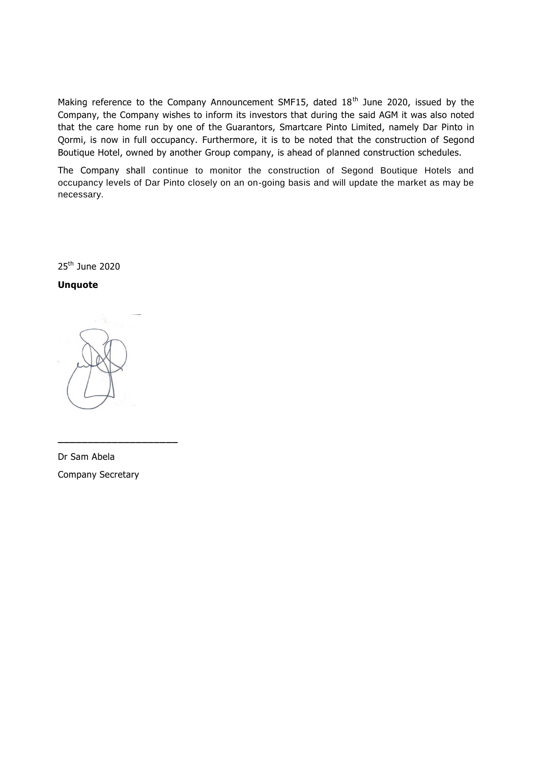Making reference to the Company Announcement SMF15, dated 18th June 2020, issued by the Company, the Company wishes to inform its investors that during the said AGM it was also noted that the care home run by one of the Guarantors, Smartcare Pinto Limited, namely Dar Pinto in Qormi, is now in full occupancy. Furthermore, it is to be noted that the construction of Segond Boutique Hotel, owned by another Group company, is ahead of planned construction schedules.

The Company shall continue to monitor the construction of Segond Boutique Hotels and occupancy levels of Dar Pinto closely on an on-going basis and will update the market as may be necessary.

25th June 2020

**Unquote**

\_\_\_\_\_\_\_\_\_\_\_\_\_\_\_\_\_\_\_\_\_\_

Dr Sam Abela

Company Secretary